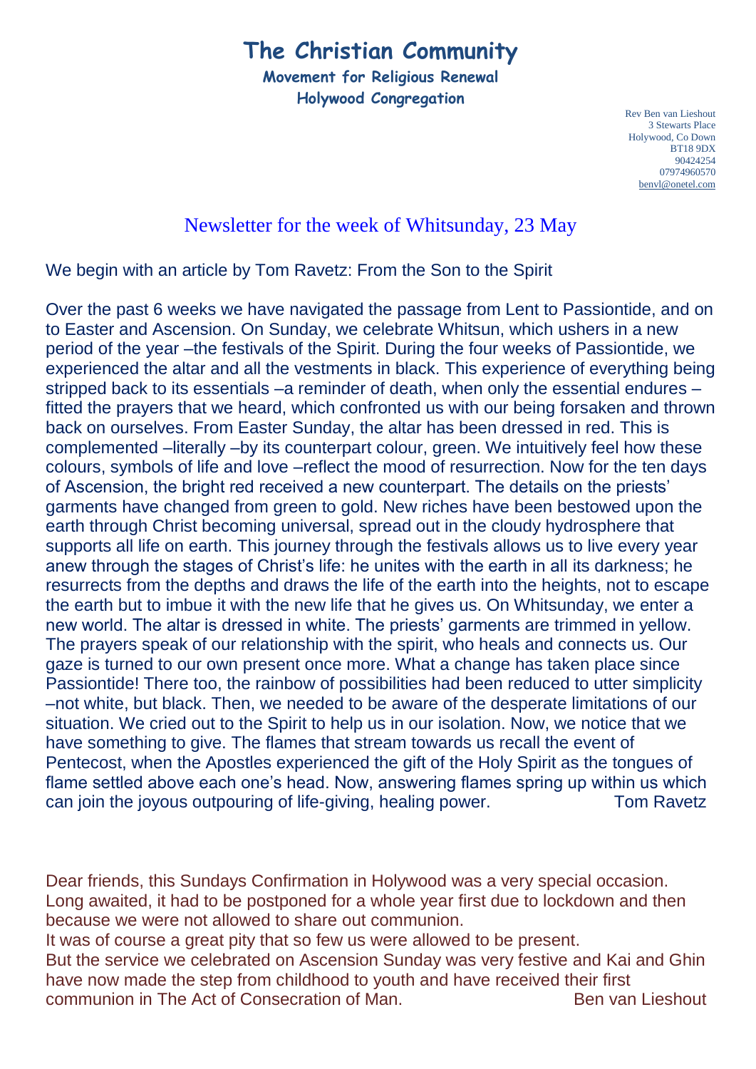# The Christian Community

**Movement for Religious Renewal**
**Holywood Congregation**

Rev Ben van Lieshout
3 Stewarts Place
Holywood, Co Down
BT18 9DX
90424254
07974960570
benvl@onetel.com

## Newsletter for the week of Whitsunday, 23 May

We begin with an article by Tom Ravetz: From the Son to the Spirit

Over the past 6 weeks we have navigated the passage from Lent to Passiontide, and on to Easter and Ascension. On Sunday, we celebrate Whitsun, which ushers in a new period of the year –the festivals of the Spirit. During the four weeks of Passiontide, we experienced the altar and all the vestments in black. This experience of everything being stripped back to its essentials –a reminder of death, when only the essential endures – fitted the prayers that we heard, which confronted us with our being forsaken and thrown back on ourselves. From Easter Sunday, the altar has been dressed in red. This is complemented –literally –by its counterpart colour, green. We intuitively feel how these colours, symbols of life and love –reflect the mood of resurrection. Now for the ten days of Ascension, the bright red received a new counterpart. The details on the priests' garments have changed from green to gold. New riches have been bestowed upon the earth through Christ becoming universal, spread out in the cloudy hydrosphere that supports all life on earth. This journey through the festivals allows us to live every year anew through the stages of Christ's life: he unites with the earth in all its darkness; he resurrects from the depths and draws the life of the earth into the heights, not to escape the earth but to imbue it with the new life that he gives us. On Whitsunday, we enter a new world. The altar is dressed in white. The priests' garments are trimmed in yellow. The prayers speak of our relationship with the spirit, who heals and connects us. Our gaze is turned to our own present once more. What a change has taken place since Passiontide! There too, the rainbow of possibilities had been reduced to utter simplicity –not white, but black. Then, we needed to be aware of the desperate limitations of our situation. We cried out to the Spirit to help us in our isolation. Now, we notice that we have something to give. The flames that stream towards us recall the event of Pentecost, when the Apostles experienced the gift of the Holy Spirit as the tongues of flame settled above each one's head. Now, answering flames spring up within us which can join the joyous outpouring of life-giving, healing power. Tom Ravetz

Dear friends, this Sundays Confirmation in Holywood was a very special occasion. Long awaited, it had to be postponed for a whole year first due to lockdown and then because we were not allowed to share out communion.
It was of course a great pity that so few us were allowed to be present.
But the service we celebrated on Ascension Sunday was very festive and Kai and Ghin have now made the step from childhood to youth and have received their first communion in The Act of Consecration of Man. Ben van Lieshout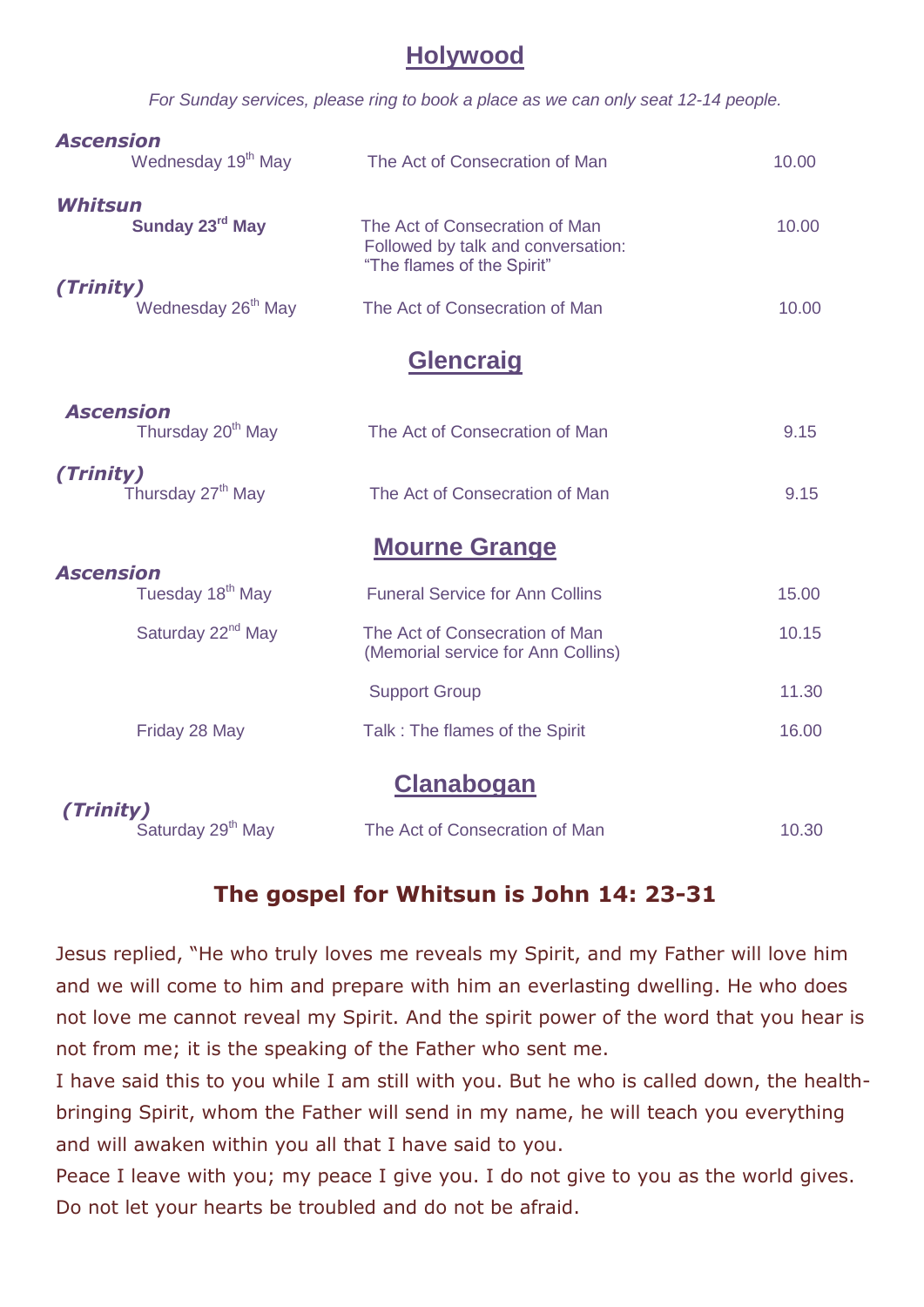## Holywood

*For Sunday services, please ring to book a place as we can only seat 12-14 people.*

| | | |
|---|---|---|
| ***Ascension*** | | |
| Wednesday 19th May | The Act of Consecration of Man | 10.00 |
| ***Whitsun*** | | |
| **Sunday 23rd May** | The Act of Consecration of Man<br>Followed by talk and conversation:<br>"The flames of the Spirit" | 10.00 |
| ***(Trinity)*** | | |
| Wednesday 26th May | The Act of Consecration of Man | 10.00 |

## Glencraig

| | | |
|---|---|---|
| ***Ascension*** | | |
| Thursday 20th May | The Act of Consecration of Man | 9.15 |
| ***(Trinity)*** | | |
| Thursday 27th May | The Act of Consecration of Man | 9.15 |

## Mourne Grange

| | | |
|---|---|---|
| ***Ascension*** | | |
| Tuesday 18th May | Funeral Service for Ann Collins | 15.00 |
| Saturday 22nd May | The Act of Consecration of Man<br>(Memorial service for Ann Collins) | 10.15 |
| | Support Group | 11.30 |
| Friday 28 May | Talk : The flames of the Spirit | 16.00 |

## Clanabogan

| | | |
|---|---|---|
| ***(Trinity)*** | | |
| Saturday 29th May | The Act of Consecration of Man | 10.30 |

## The gospel for Whitsun is John 14: 23-31

Jesus replied, "He who truly loves me reveals my Spirit, and my Father will love him and we will come to him and prepare with him an everlasting dwelling. He who does not love me cannot reveal my Spirit. And the spirit power of the word that you hear is not from me; it is the speaking of the Father who sent me.

I have said this to you while I am still with you. But he who is called down, the health-bringing Spirit, whom the Father will send in my name, he will teach you everything and will awaken within you all that I have said to you.

Peace I leave with you; my peace I give you. I do not give to you as the world gives. Do not let your hearts be troubled and do not be afraid.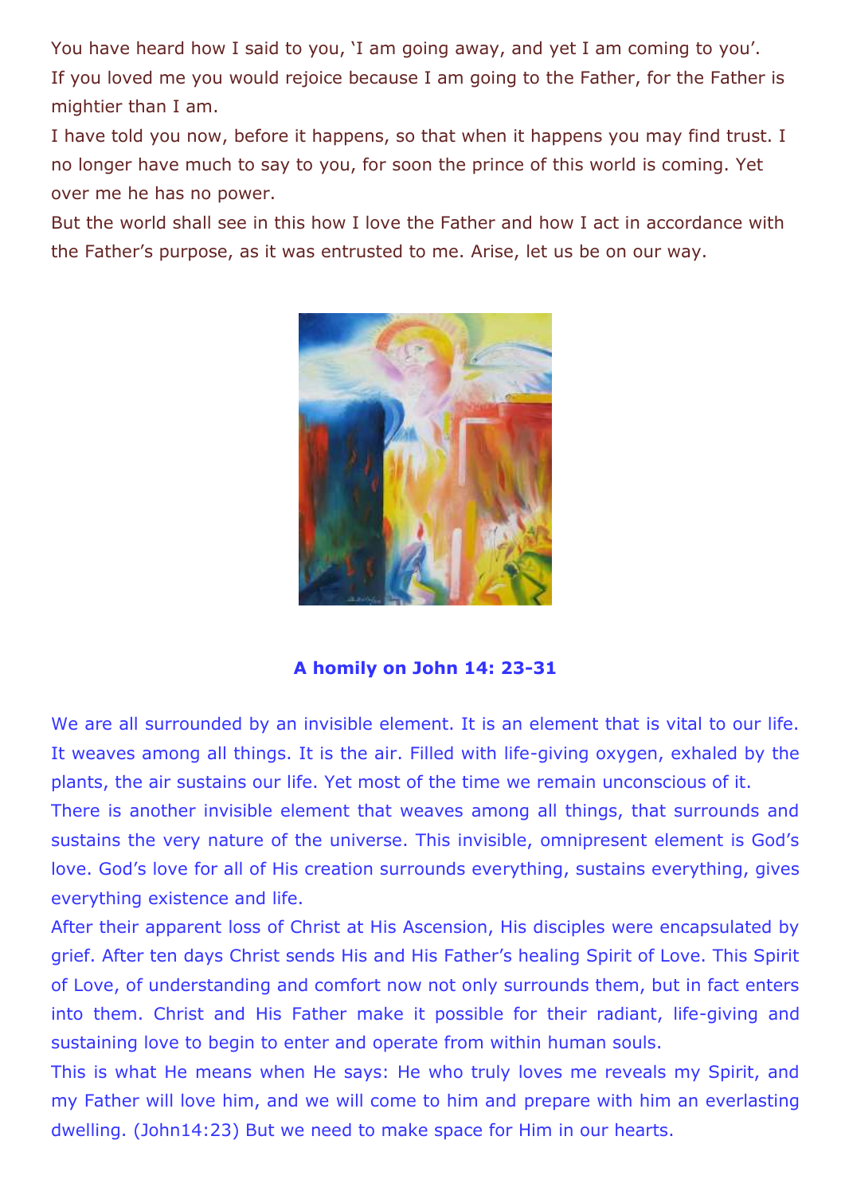You have heard how I said to you, 'I am going away, and yet I am coming to you'.
If you loved me you would rejoice because I am going to the Father, for the Father is mightier than I am.
I have told you now, before it happens, so that when it happens you may find trust. I no longer have much to say to you, for soon the prince of this world is coming. Yet over me he has no power.
But the world shall see in this how I love the Father and how I act in accordance with the Father's purpose, as it was entrusted to me. Arise, let us be on our way.

**A homily on John 14: 23-31**

We are all surrounded by an invisible element. It is an element that is vital to our life. It weaves among all things. It is the air. Filled with life-giving oxygen, exhaled by the plants, the air sustains our life. Yet most of the time we remain unconscious of it.
There is another invisible element that weaves among all things, that surrounds and sustains the very nature of the universe. This invisible, omnipresent element is God's love. God's love for all of His creation surrounds everything, sustains everything, gives everything existence and life.
After their apparent loss of Christ at His Ascension, His disciples were encapsulated by grief. After ten days Christ sends His and His Father's healing Spirit of Love. This Spirit of Love, of understanding and comfort now not only surrounds them, but in fact enters into them. Christ and His Father make it possible for their radiant, life-giving and sustaining love to begin to enter and operate from within human souls.
This is what He means when He says: He who truly loves me reveals my Spirit, and my Father will love him, and we will come to him and prepare with him an everlasting dwelling. (John14:23) But we need to make space for Him in our hearts.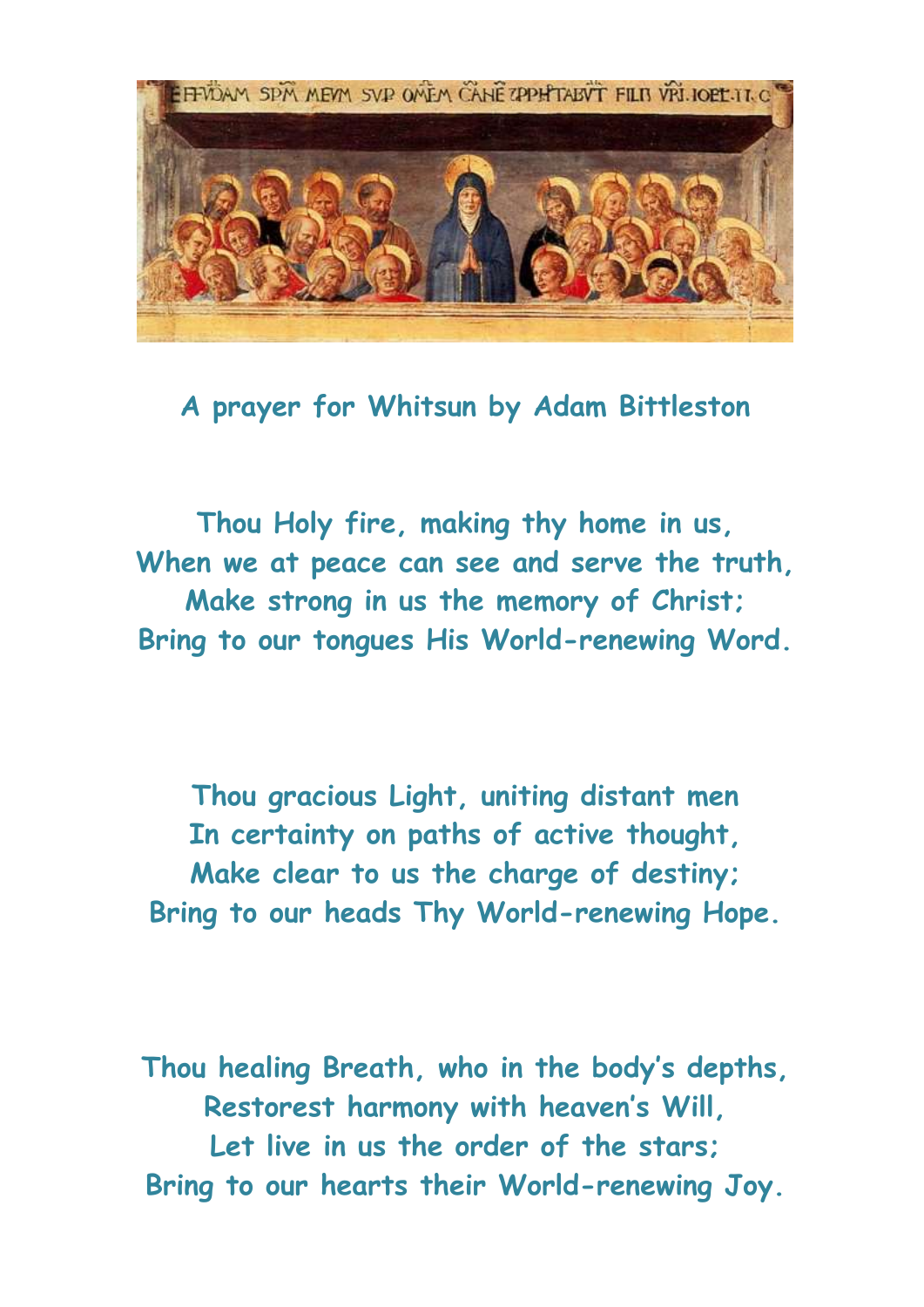**A prayer for Whitsun by Adam Bittleston**

**Thou Holy fire, making thy home in us,**
**When we at peace can see and serve the truth,**
**Make strong in us the memory of Christ;**
**Bring to our tongues His World-renewing Word.**

**Thou gracious Light, uniting distant men**
**In certainty on paths of active thought,**
**Make clear to us the charge of destiny;**
**Bring to our heads Thy World-renewing Hope.**

**Thou healing Breath, who in the body's depths,**
**Restorest harmony with heaven's Will,**
**Let live in us the order of the stars;**
**Bring to our hearts their World-renewing Joy.**